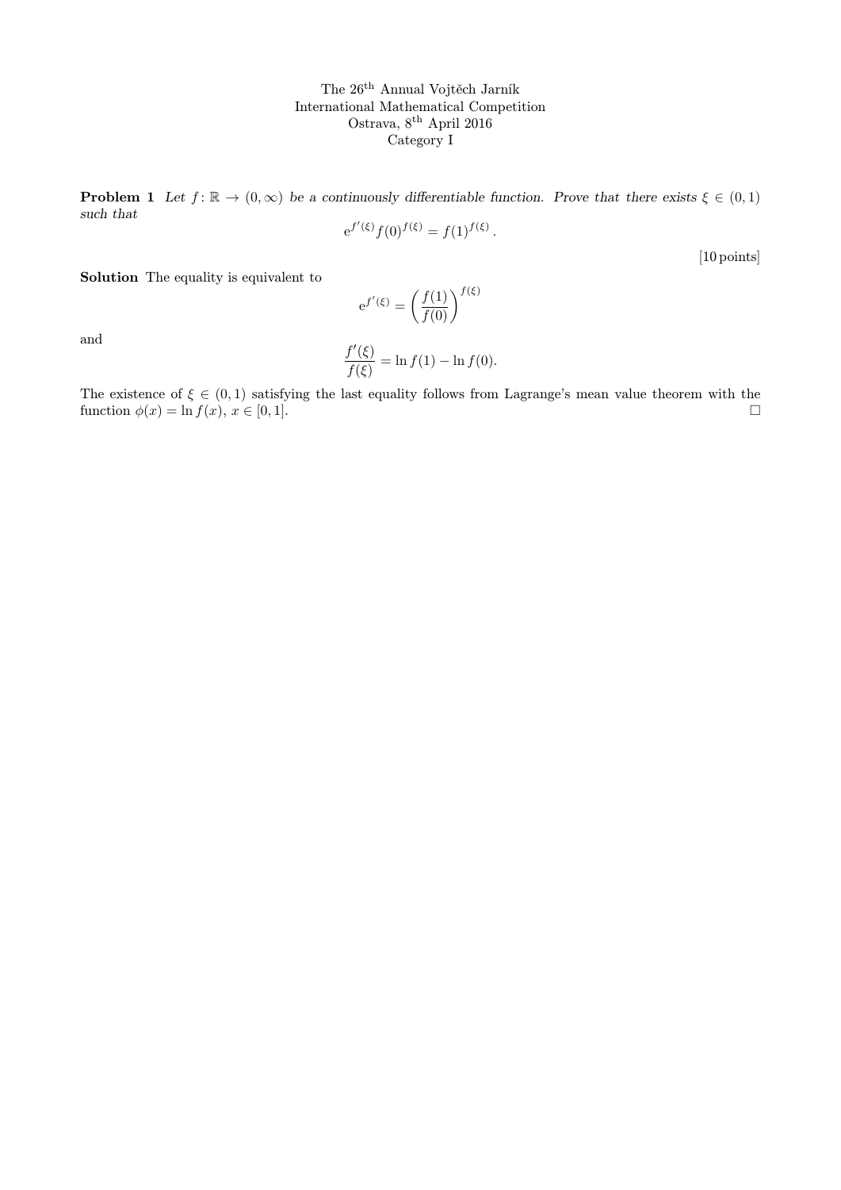The 26[th] Annual Vojtěch Jarník
International Mathematical Competition
Ostrava, 8[th] April 2016
Category I

**Problem 1** *Let $f\colon \mathbb{R} \to (0, \infty)$ be a continuously differentiable function. Prove that there exists $\xi \in (0,1)$ such that*

$$\mathrm{e}^{f'(\xi)} f(0)^{f(\xi)} = f(1)^{f(\xi)}.$$

[10 points]

**Solution** The equality is equivalent to

$$\mathrm{e}^{f'(\xi)} = \left(\frac{f(1)}{f(0)}\right)^{f(\xi)}$$

and

$$\frac{f'(\xi)}{f(\xi)} = \ln f(1) - \ln f(0).$$

The existence of $\xi \in (0,1)$ satisfying the last equality follows from Lagrange's mean value theorem with the function $\phi(x) = \ln f(x)$, $x \in [0,1]$. □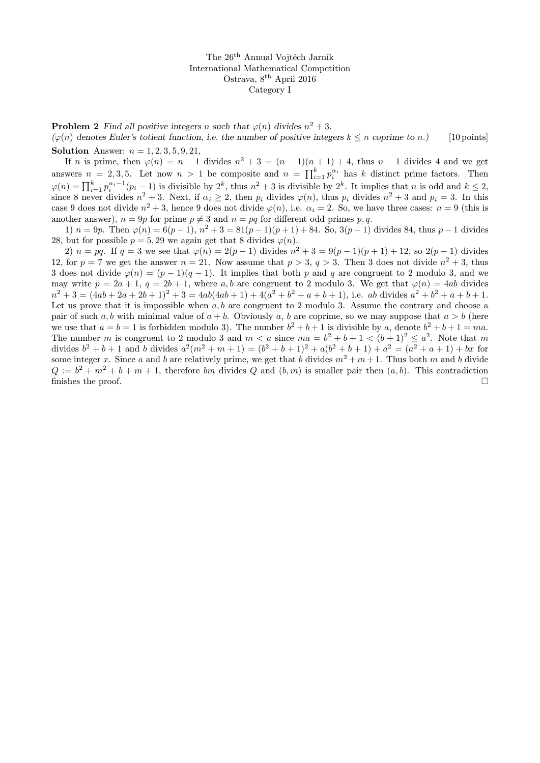The 26[th] Annual Vojtěch Jarník
International Mathematical Competition
Ostrava, 8[th] April 2016
Category I

**Problem 2** *Find all positive integers $n$ such that $\varphi(n)$ divides $n^2+3$.*
*($\varphi(n)$ denotes Euler's totient function, i.e. the number of positive integers $k \le n$ coprime to $n$.)* [10 points]

**Solution** Answer: $n = 1, 2, 3, 5, 9, 21$,

If $n$ is prime, then $\varphi(n) = n-1$ divides $n^2+3 = (n-1)(n+1)+4$, thus $n-1$ divides 4 and we get answers $n = 2, 3, 5$. Let now $n > 1$ be composite and $n = \prod_{i=1}^{k} p_i^{\alpha_i}$ has $k$ distinct prime factors. Then $\varphi(n) = \prod_{i=1}^{k} p_i^{\alpha_i - 1}(p_i - 1)$ is divisible by $2^k$, thus $n^2+3$ is divisible by $2^k$. It implies that $n$ is odd and $k \le 2$, since 8 never divides $n^2+3$. Next, if $\alpha_i \ge 2$, then $p_i$ divides $\varphi(n)$, thus $p_i$ divides $n^2+3$ and $p_i = 3$. In this case 9 does not divide $n^2+3$, hence 9 does not divide $\varphi(n)$, i.e. $\alpha_i = 2$. So, we have three cases: $n = 9$ (this is another answer), $n = 9p$ for prime $p \ne 3$ and $n = pq$ for different odd primes $p, q$.

1) $n = 9p$. Then $\varphi(n) = 6(p-1)$, $n^2+3 = 81(p-1)(p+1)+84$. So, $3(p-1)$ divides 84, thus $p-1$ divides 28, but for possible $p = 5, 29$ we again get that 8 divides $\varphi(n)$.

2) $n = pq$. If $q = 3$ we see that $\varphi(n) = 2(p-1)$ divides $n^2+3 = 9(p-1)(p+1)+12$, so $2(p-1)$ divides 12, for $p = 7$ we get the answer $n = 21$. Now assume that $p > 3$, $q > 3$. Then 3 does not divide $n^2+3$, thus 3 does not divide $\varphi(n) = (p-1)(q-1)$. It implies that both $p$ and $q$ are congruent to 2 modulo 3, and we may write $p = 2a+1$, $q = 2b+1$, where $a, b$ are congruent to 2 modulo 3. We get that $\varphi(n) = 4ab$ divides $n^2+3 = (4ab+2a+2b+1)^2+3 = 4ab(4ab+1)+4(a^2+b^2+a+b+1)$, i.e. $ab$ divides $a^2+b^2+a+b+1$. Let us prove that it is impossible when $a, b$ are congruent to 2 modulo 3. Assume the contrary and choose a pair of such $a, b$ with minimal value of $a+b$. Obviously $a$, $b$ are coprime, so we may suppose that $a > b$ (here we use that $a = b = 1$ is forbidden modulo 3). The number $b^2+b+1$ is divisible by $a$, denote $b^2+b+1 = ma$. The number $m$ is congruent to 2 modulo 3 and $m < a$ since $ma = b^2+b+1 < (b+1)^2 \le a^2$. Note that $m$ divides $b^2+b+1$ and $b$ divides $a^2(m^2+m+1) = (b^2+b+1)^2 + a(b^2+b+1) + a^2 = (a^2+a+1) + bx$ for some integer $x$. Since $a$ and $b$ are relatively prime, we get that $b$ divides $m^2+m+1$. Thus both $m$ and $b$ divide $Q := b^2+m^2+b+m+1$, therefore $bm$ divides $Q$ and $(b, m)$ is smaller pair then $(a, b)$. This contradiction finishes the proof. $\square$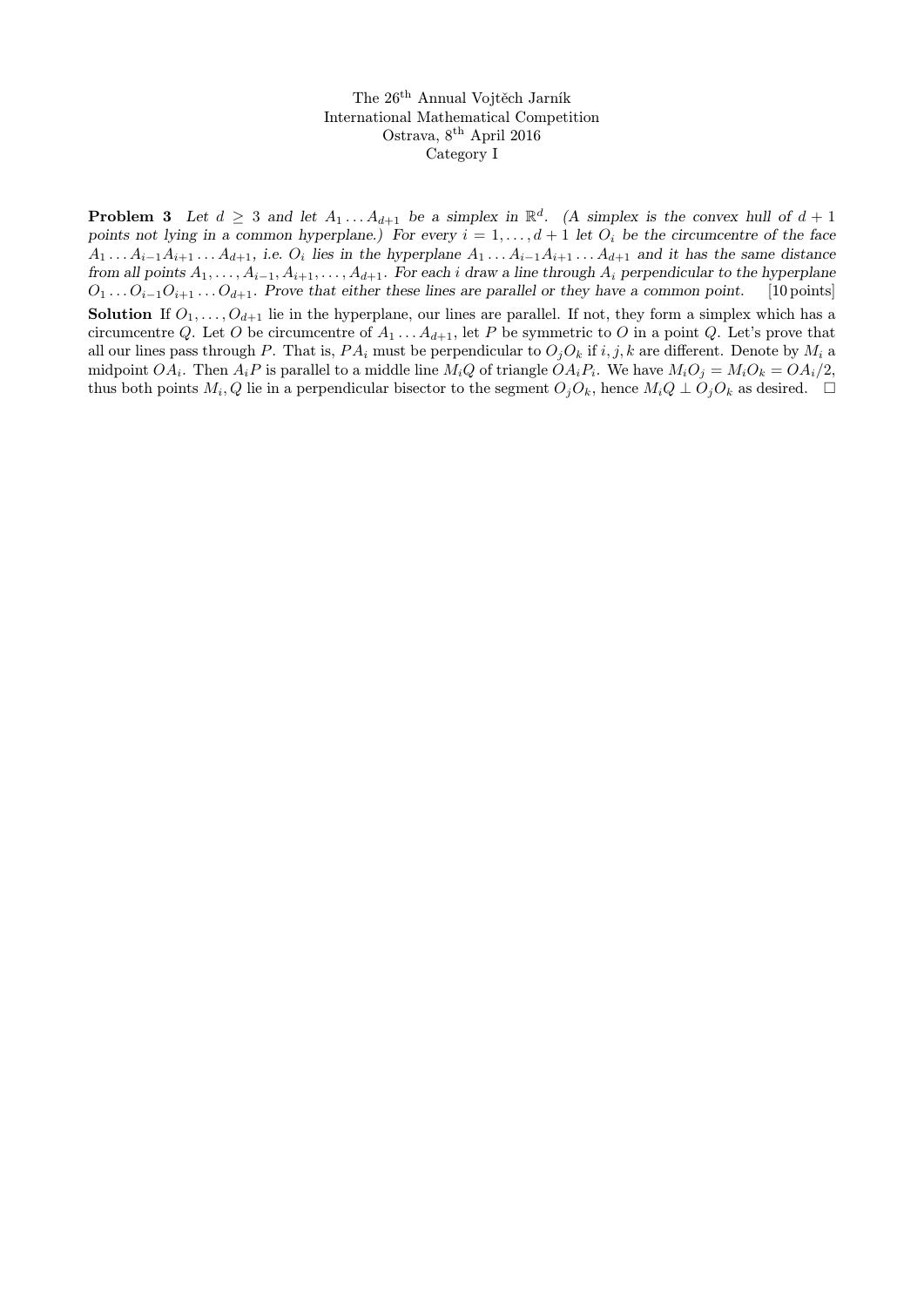The 26[th] Annual Vojtěch Jarník
International Mathematical Competition
Ostrava, 8[th] April 2016
Category I

**Problem 3** *Let $d \geq 3$ and let $A_1 \dots A_{d+1}$ be a simplex in $\mathbb{R}^d$. (A simplex is the convex hull of $d+1$ points not lying in a common hyperplane.) For every $i = 1, \dots, d+1$ let $O_i$ be the circumcentre of the face $A_1 \dots A_{i-1} A_{i+1} \dots A_{d+1}$, i.e. $O_i$ lies in the hyperplane $A_1 \dots A_{i-1} A_{i+1} \dots A_{d+1}$ and it has the same distance from all points $A_1, \dots, A_{i-1}, A_{i+1}, \dots, A_{d+1}$. For each $i$ draw a line through $A_i$ perpendicular to the hyperplane $O_1 \dots O_{i-1} O_{i+1} \dots O_{d+1}$. Prove that either these lines are parallel or they have a common point.* [10 points]

**Solution** If $O_1, \dots, O_{d+1}$ lie in the hyperplane, our lines are parallel. If not, they form a simplex which has a circumcentre $Q$. Let $O$ be circumcentre of $A_1 \dots A_{d+1}$, let $P$ be symmetric to $O$ in a point $Q$. Let's prove that all our lines pass through $P$. That is, $PA_i$ must be perpendicular to $O_jO_k$ if $i, j, k$ are different. Denote by $M_i$ a midpoint $OA_i$. Then $A_iP$ is parallel to a middle line $M_iQ$ of triangle $OA_iP_i$. We have $M_iO_j = M_iO_k = OA_i/2$, thus both points $M_i, Q$ lie in a perpendicular bisector to the segment $O_jO_k$, hence $M_iQ \perp O_jO_k$ as desired. $\square$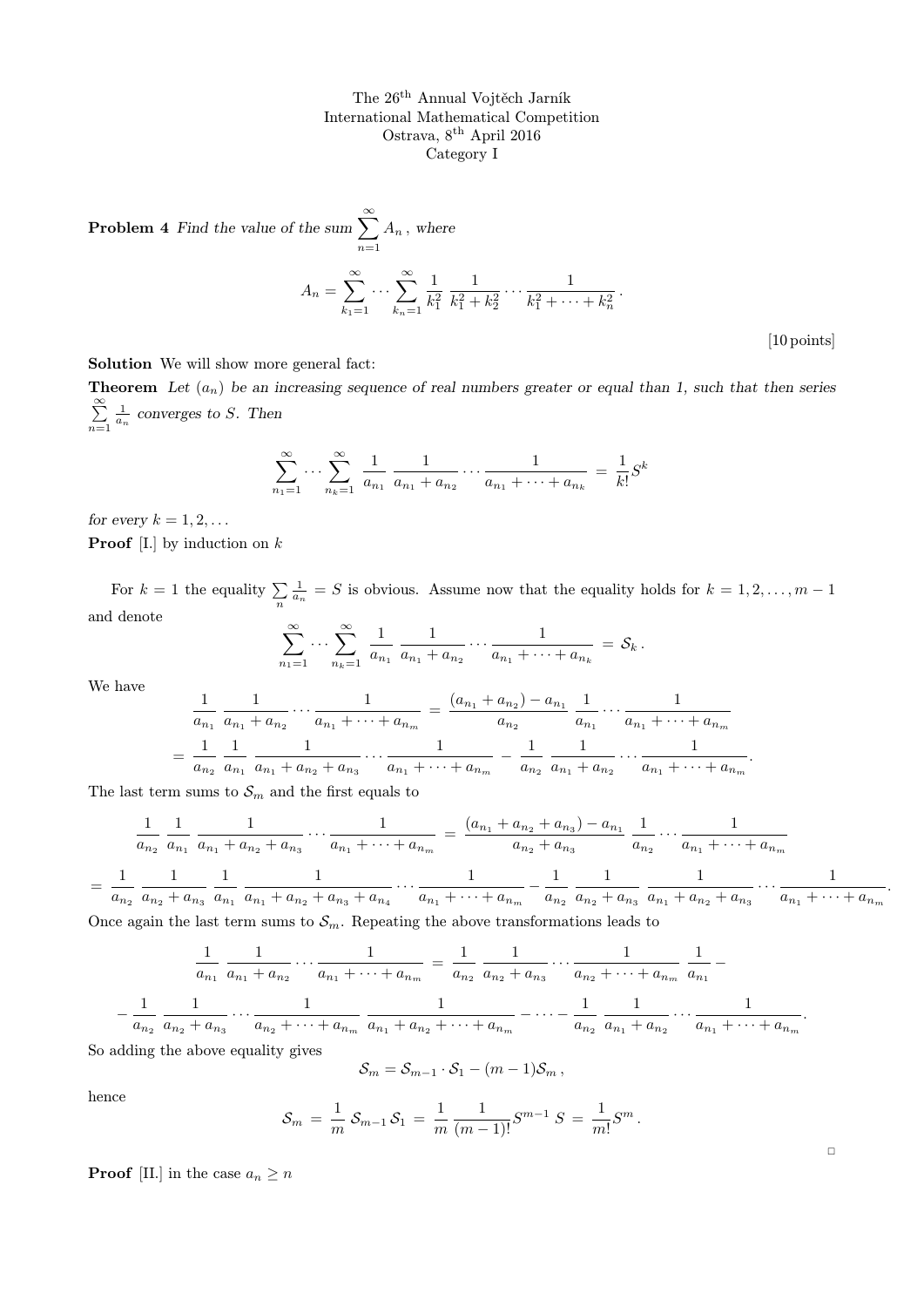The 26[th] Annual Vojtěch Jarník
International Mathematical Competition
Ostrava, 8[th] April 2016
Category I

**Problem 4** *Find the value of the sum* $\sum_{n=1}^{\infty} A_n$, *where*

$$A_n = \sum_{k_1=1}^{\infty} \cdots \sum_{k_n=1}^{\infty} \frac{1}{k_1^2} \, \frac{1}{k_1^2+k_2^2} \cdots \frac{1}{k_1^2+\cdots+k_n^2}\,.$$

[10 points]

**Solution** We will show more general fact:

**Theorem** *Let $(a_n)$ be an increasing sequence of real numbers greater or equal than 1, such that then series $\sum_{n=1}^{\infty} \frac{1}{a_n}$ converges to $S$. Then*

$$\sum_{n_1=1}^{\infty} \cdots \sum_{n_k=1}^{\infty} \frac{1}{a_{n_1}} \, \frac{1}{a_{n_1}+a_{n_2}} \cdots \frac{1}{a_{n_1}+\cdots+a_{n_k}} \;=\; \frac{1}{k!} S^k$$

*for every $k = 1, 2, \ldots$*

**Proof** [I.] by induction on $k$

For $k = 1$ the equality $\sum_n \frac{1}{a_n} = S$ is obvious. Assume now that the equality holds for $k = 1, 2, \ldots, m-1$ and denote

$$\sum_{n_1=1}^{\infty} \cdots \sum_{n_k=1}^{\infty} \frac{1}{a_{n_1}} \, \frac{1}{a_{n_1}+a_{n_2}} \cdots \frac{1}{a_{n_1}+\cdots+a_{n_k}} \;=\; \mathcal{S}_k\,.$$

We have

$$\frac{1}{a_{n_1}} \, \frac{1}{a_{n_1}+a_{n_2}} \cdots \frac{1}{a_{n_1}+\cdots+a_{n_m}} \;=\; \frac{(a_{n_1}+a_{n_2})-a_{n_1}}{a_{n_2}} \, \frac{1}{a_{n_1}} \cdots \frac{1}{a_{n_1}+\cdots+a_{n_m}}$$

$$= \frac{1}{a_{n_2}} \, \frac{1}{a_{n_1}} \, \frac{1}{a_{n_1}+a_{n_2}+a_{n_3}} \cdots \frac{1}{a_{n_1}+\cdots+a_{n_m}} \;-\; \frac{1}{a_{n_2}} \, \frac{1}{a_{n_1}+a_{n_2}} \cdots \frac{1}{a_{n_1}+\cdots+a_{n_m}}.$$

The last term sums to $\mathcal{S}_m$ and the first equals to

$$\frac{1}{a_{n_2}} \, \frac{1}{a_{n_1}} \, \frac{1}{a_{n_1}+a_{n_2}+a_{n_3}} \cdots \frac{1}{a_{n_1}+\cdots+a_{n_m}} \;=\; \frac{(a_{n_1}+a_{n_2}+a_{n_3})-a_{n_1}}{a_{n_2}+a_{n_3}} \, \frac{1}{a_{n_2}} \cdots \frac{1}{a_{n_1}+\cdots+a_{n_m}}$$

$$= \frac{1}{a_{n_2}} \, \frac{1}{a_{n_2}+a_{n_3}} \, \frac{1}{a_{n_1}} \, \frac{1}{a_{n_1}+a_{n_2}+a_{n_3}+a_{n_4}} \cdots \frac{1}{a_{n_1}+\cdots+a_{n_m}} - \frac{1}{a_{n_2}} \, \frac{1}{a_{n_2}+a_{n_3}} \, \frac{1}{a_{n_1}+a_{n_2}+a_{n_3}} \cdots \frac{1}{a_{n_1}+\cdots+a_{n_m}}.$$

Once again the last term sums to $\mathcal{S}_m$. Repeating the above transformations leads to

$$\frac{1}{a_{n_1}} \, \frac{1}{a_{n_1}+a_{n_2}} \cdots \frac{1}{a_{n_1}+\cdots+a_{n_m}} \;=\; \frac{1}{a_{n_2}} \, \frac{1}{a_{n_2}+a_{n_3}} \cdots \frac{1}{a_{n_2}+\cdots+a_{n_m}} \, \frac{1}{a_{n_1}} -$$

$$- \frac{1}{a_{n_2}} \, \frac{1}{a_{n_2}+a_{n_3}} \cdots \frac{1}{a_{n_2}+\cdots+a_{n_m}} \, \frac{1}{a_{n_1}+a_{n_2}+\cdots+a_{n_m}} - \cdots - \frac{1}{a_{n_2}} \, \frac{1}{a_{n_1}+a_{n_2}} \cdots \frac{1}{a_{n_1}+\cdots+a_{n_m}}.$$

So adding the above equality gives

$$\mathcal{S}_m = \mathcal{S}_{m-1} \cdot \mathcal{S}_1 - (m-1)\mathcal{S}_m\,,$$

hence

$$\mathcal{S}_m \;=\; \frac{1}{m} \, \mathcal{S}_{m-1} \, \mathcal{S}_1 \;=\; \frac{1}{m} \, \frac{1}{(m-1)!} S^{m-1} \, S \;=\; \frac{1}{m!} S^m\,.$$

□

**Proof** [II.] in the case $a_n \ge n$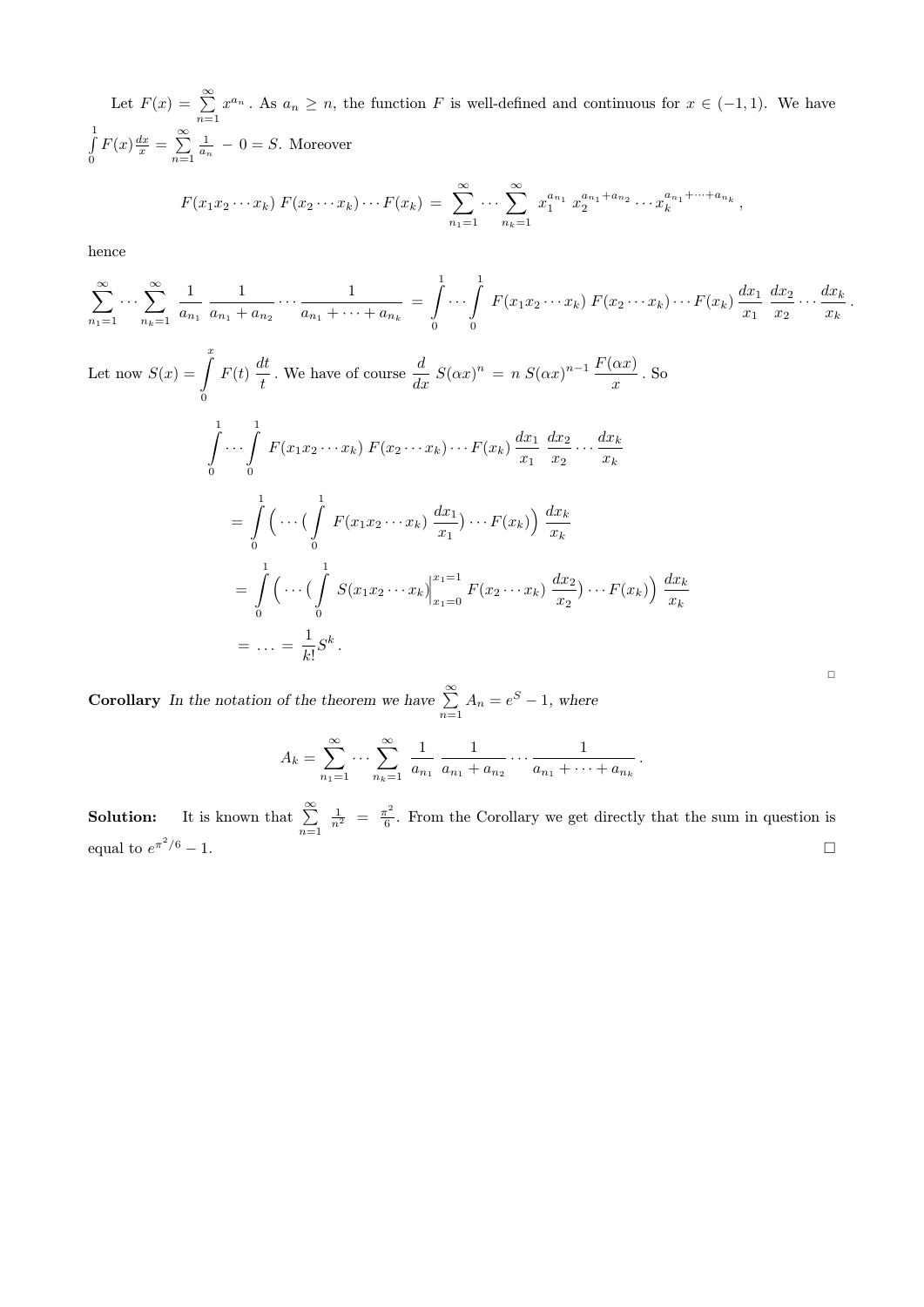Let $F(x) = \sum_{n=1}^{\infty} x^{a_n}$. As $a_n \geq n$, the function $F$ is well-defined and continuous for $x \in (-1,1)$. We have $\int_0^1 F(x)\frac{dx}{x} = \sum_{n=1}^{\infty} \frac{1}{a_n} - 0 = S$. Moreover

$$F(x_1 x_2 \cdots x_k)\, F(x_2 \cdots x_k) \cdots F(x_k) = \sum_{n_1=1}^{\infty} \cdots \sum_{n_k=1}^{\infty} x_1^{a_{n_1}}\, x_2^{a_{n_1}+a_{n_2}} \cdots x_k^{a_{n_1}+\cdots+a_{n_k}},$$

hence

$$\sum_{n_1=1}^{\infty} \cdots \sum_{n_k=1}^{\infty} \frac{1}{a_{n_1}}\, \frac{1}{a_{n_1}+a_{n_2}} \cdots \frac{1}{a_{n_1}+\cdots+a_{n_k}} = \int_0^1 \cdots \int_0^1 F(x_1 x_2 \cdots x_k)\, F(x_2 \cdots x_k) \cdots F(x_k)\, \frac{dx_1}{x_1}\, \frac{dx_2}{x_2} \cdots \frac{dx_k}{x_k}.$$

Let now $S(x) = \int_0^x F(t)\, \frac{dt}{t}$. We have of course $\frac{d}{dx}\, S(\alpha x)^n = n\, S(\alpha x)^{n-1}\, \frac{F(\alpha x)}{x}$. So

$$\begin{aligned}
&\int_0^1 \cdots \int_0^1 F(x_1 x_2 \cdots x_k)\, F(x_2 \cdots x_k) \cdots F(x_k)\, \frac{dx_1}{x_1}\, \frac{dx_2}{x_2} \cdots \frac{dx_k}{x_k} \\
&= \int_0^1 \Big( \cdots \big( \int_0^1 F(x_1 x_2 \cdots x_k)\, \frac{dx_1}{x_1} \big) \cdots F(x_k) \Big)\, \frac{dx_k}{x_k} \\
&= \int_0^1 \Big( \cdots \big( \int_0^1 S(x_1 x_2 \cdots x_k)\Big|_{x_1=0}^{x_1=1} F(x_2 \cdots x_k)\, \frac{dx_2}{x_2} \big) \cdots F(x_k) \Big)\, \frac{dx_k}{x_k} \\
&= \ldots = \frac{1}{k!} S^k.
\end{aligned}$$

□

**Corollary** *In the notation of the theorem we have* $\sum_{n=1}^{\infty} A_n = e^S - 1$*, where*

$$A_k = \sum_{n_1=1}^{\infty} \cdots \sum_{n_k=1}^{\infty} \frac{1}{a_{n_1}}\, \frac{1}{a_{n_1}+a_{n_2}} \cdots \frac{1}{a_{n_1}+\cdots+a_{n_k}}.$$

**Solution:** It is known that $\sum_{n=1}^{\infty} \frac{1}{n^2} = \frac{\pi^2}{6}$. From the Corollary we get directly that the sum in question is equal to $e^{\pi^2/6} - 1$. □